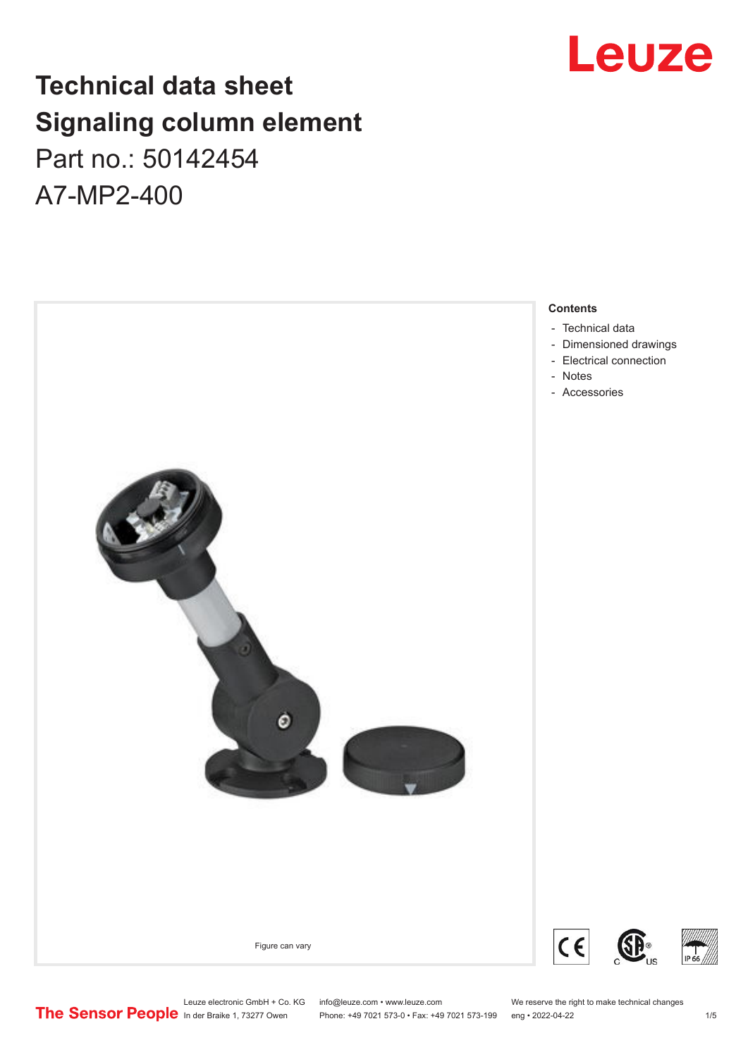# Technical data sheet
# Signaling column element

Part no.: 50142454

A7-MP2-400

Figure can vary

**Contents**

- Technical data
- Dimensioned drawings
- Electrical connection
- Notes
- Accessories

Leuze electronic GmbH + Co. KG
In der Braike 1, 73277 Owen

info@leuze.com • www.leuze.com
Phone: +49 7021 573-0 • Fax: +49 7021 573-199

We reserve the right to make technical changes
eng • 2022-04-22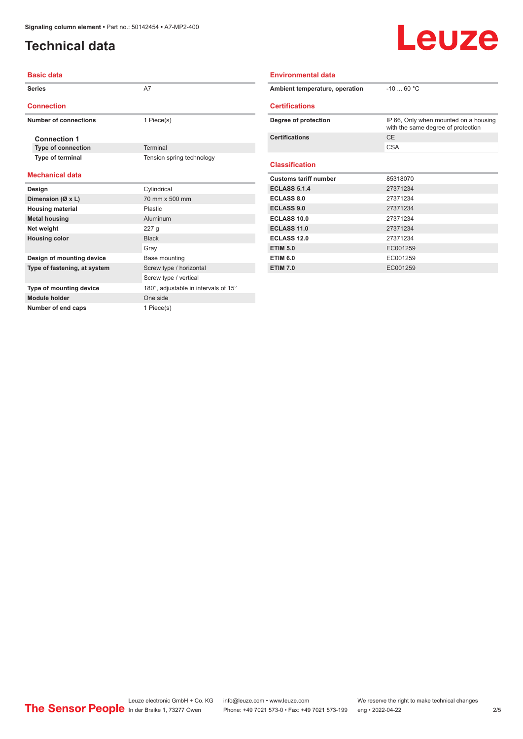# Technical data

## Basic data

| | |
|---|---|
| Series | A7 |

## Connection

| | |
|---|---|
| Number of connections | 1 Piece(s) |

### Connection 1

| | |
|---|---|
| Type of connection | Terminal |
| Type of terminal | Tension spring technology |

## Mechanical data

| | |
|---|---|
| Design | Cylindrical |
| Dimension (Ø x L) | 70 mm x 500 mm |
| Housing material | Plastic |
| Metal housing | Aluminum |
| Net weight | 227 g |
| Housing color | Black |
| | Gray |
| Design of mounting device | Base mounting |
| Type of fastening, at system | Screw type / horizontal |
| | Screw type / vertical |
| Type of mounting device | 180°, adjustable in intervals of 15° |
| Module holder | One side |
| Number of end caps | 1 Piece(s) |

## Environmental data

| | |
|---|---|
| Ambient temperature, operation | -10 ... 60 °C |

## Certifications

| | |
|---|---|
| Degree of protection | IP 66, Only when mounted on a housing with the same degree of protection |
| Certifications | CE |
| | CSA |

## Classification

| | |
|---|---|
| Customs tariff number | 85318070 |
| ECLASS 5.1.4 | 27371234 |
| ECLASS 8.0 | 27371234 |
| ECLASS 9.0 | 27371234 |
| ECLASS 10.0 | 27371234 |
| ECLASS 11.0 | 27371234 |
| ECLASS 12.0 | 27371234 |
| ETIM 5.0 | EC001259 |
| ETIM 6.0 | EC001259 |
| ETIM 7.0 | EC001259 |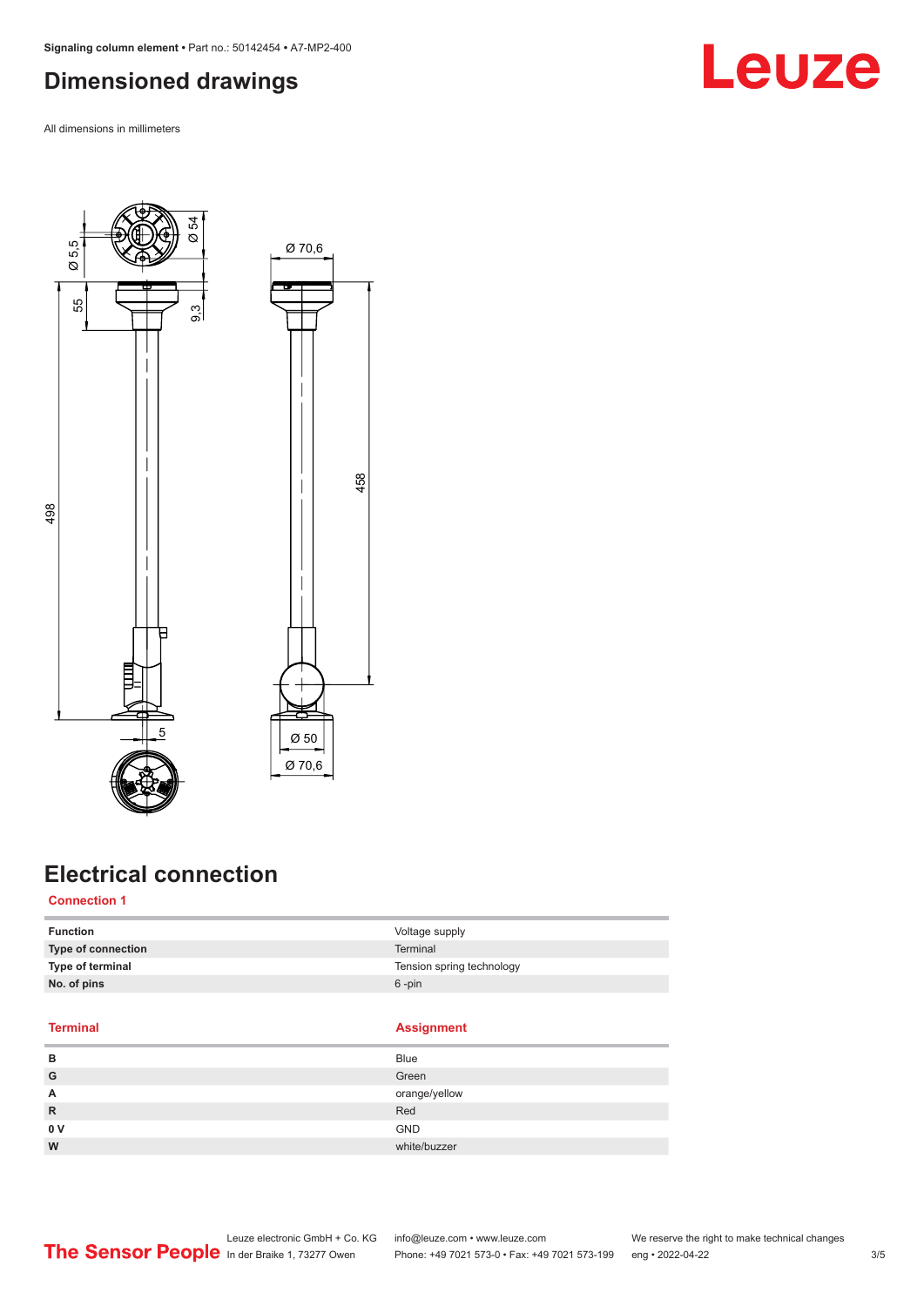## Dimensioned drawings

All dimensions in millimeters

## Electrical connection

**Connection 1**

| | |
|---|---|
| **Function** | Voltage supply |
| **Type of connection** | Terminal |
| **Type of terminal** | Tension spring technology |
| **No. of pins** | 6 -pin |

| Terminal | Assignment |
|---|---|
| **B** | Blue |
| **G** | Green |
| **A** | orange/yellow |
| **R** | Red |
| **0 V** | GND |
| **W** | white/buzzer |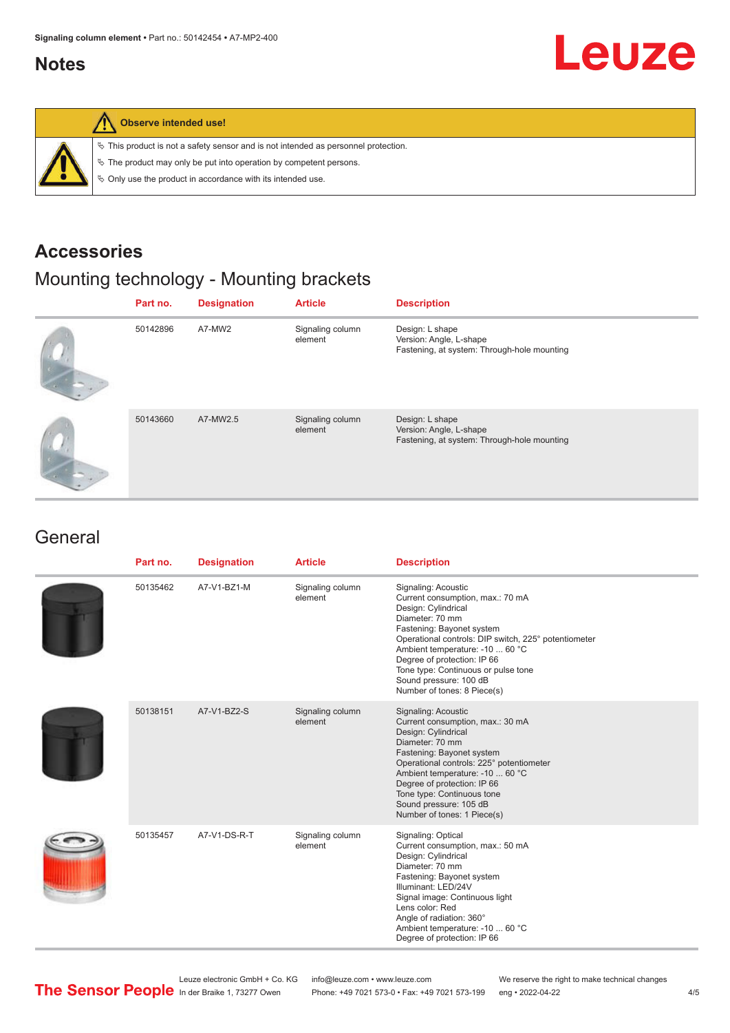## Notes

**Observe intended use!**

- This product is not a safety sensor and is not intended as personnel protection.
- The product may only be put into operation by competent persons.
- Only use the product in accordance with its intended use.

## Accessories

### Mounting technology - Mounting brackets

| Part no. | Designation | Article | Description |
|---|---|---|---|
| 50142896 | A7-MW2 | Signaling column element | Design: L shape<br>Version: Angle, L-shape<br>Fastening, at system: Through-hole mounting |
| 50143660 | A7-MW2.5 | Signaling column element | Design: L shape<br>Version: Angle, L-shape<br>Fastening, at system: Through-hole mounting |

### General

| Part no. | Designation | Article | Description |
|---|---|---|---|
| 50135462 | A7-V1-BZ1-M | Signaling column element | Signaling: Acoustic<br>Current consumption, max.: 70 mA<br>Design: Cylindrical<br>Diameter: 70 mm<br>Fastening: Bayonet system<br>Operational controls: DIP switch, 225° potentiometer<br>Ambient temperature: -10 ... 60 °C<br>Degree of protection: IP 66<br>Tone type: Continuous or pulse tone<br>Sound pressure: 100 dB<br>Number of tones: 8 Piece(s) |
| 50138151 | A7-V1-BZ2-S | Signaling column element | Signaling: Acoustic<br>Current consumption, max.: 30 mA<br>Design: Cylindrical<br>Diameter: 70 mm<br>Fastening: Bayonet system<br>Operational controls: 225° potentiometer<br>Ambient temperature: -10 ... 60 °C<br>Degree of protection: IP 66<br>Tone type: Continuous tone<br>Sound pressure: 105 dB<br>Number of tones: 1 Piece(s) |
| 50135457 | A7-V1-DS-R-T | Signaling column element | Signaling: Optical<br>Current consumption, max.: 50 mA<br>Design: Cylindrical<br>Diameter: 70 mm<br>Fastening: Bayonet system<br>Illuminant: LED/24V<br>Signal image: Continuous light<br>Lens color: Red<br>Angle of radiation: 360°<br>Ambient temperature: -10 ... 60 °C<br>Degree of protection: IP 66 |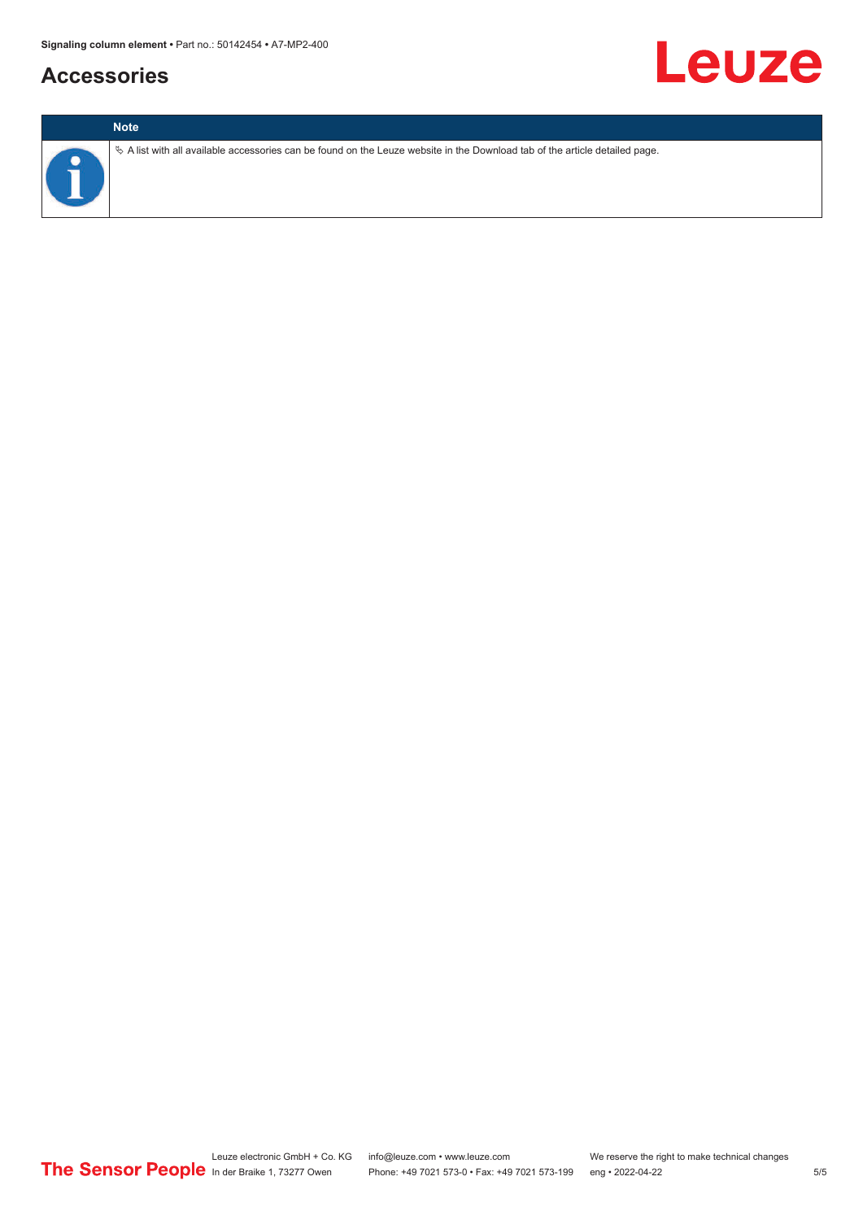## Accessories

| | Note |
|---|---|
| | ✎ A list with all available accessories can be found on the Leuze website in the Download tab of the article detailed page. |